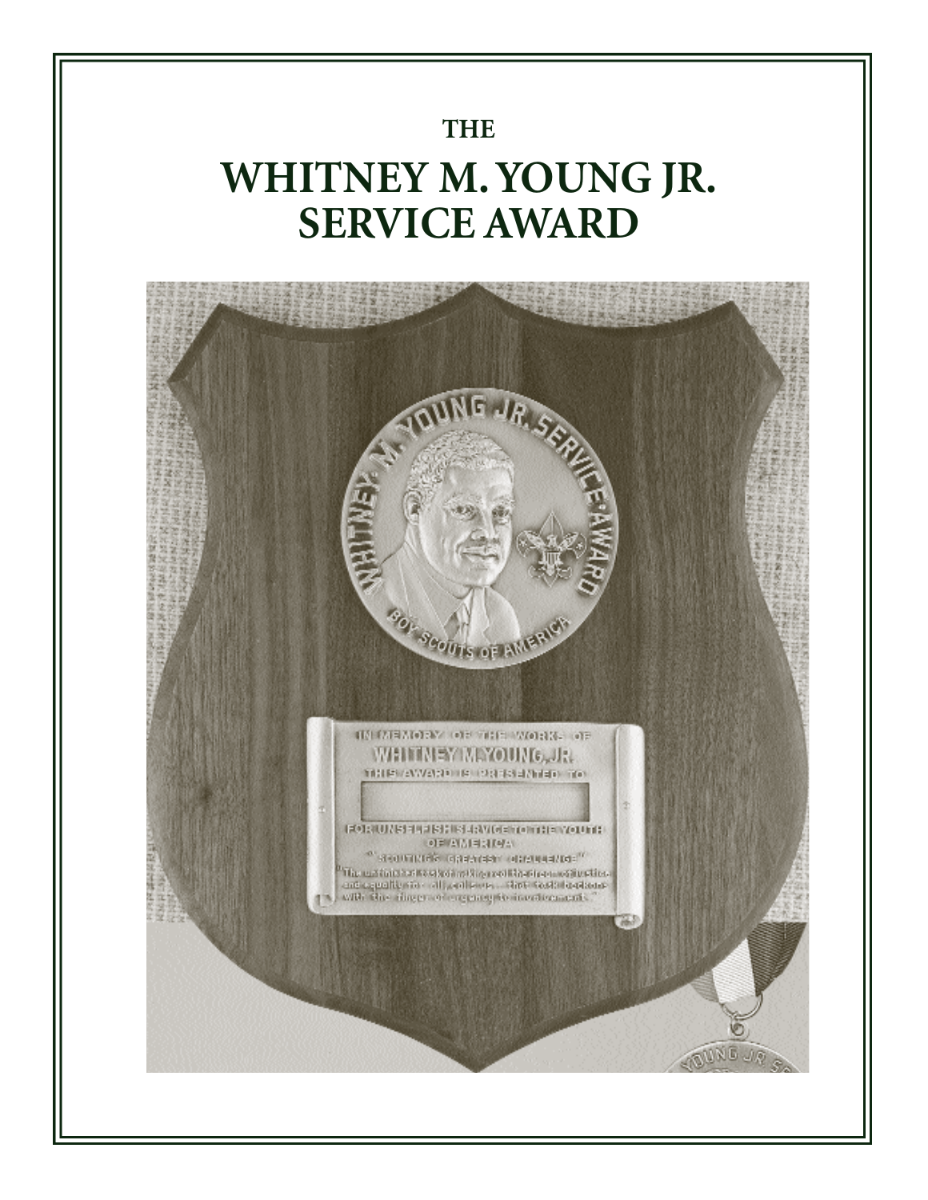THE

# WHITNEY M. YOUNG JR. SERVICE AWARD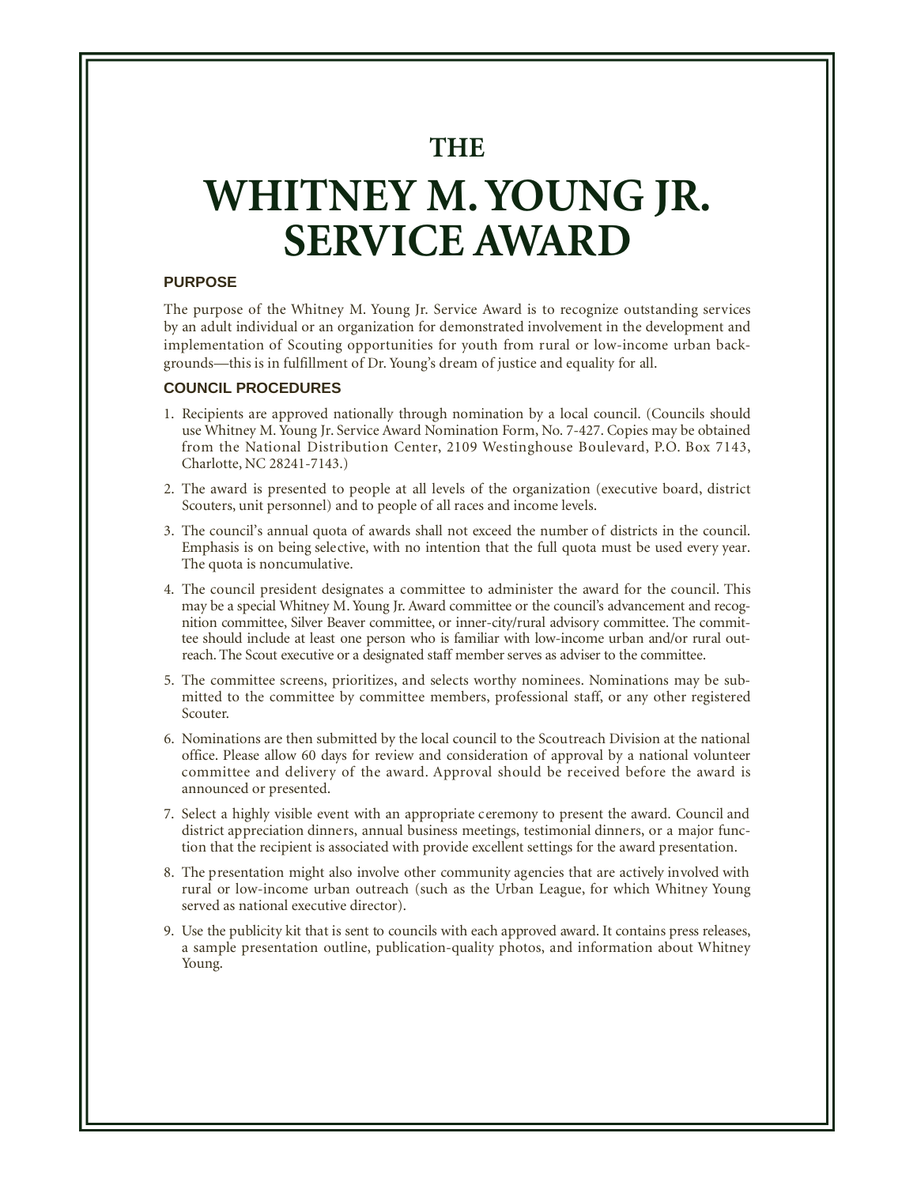# THE WHITNEY M. YOUNG JR. SERVICE AWARD

## PURPOSE

The purpose of the Whitney M. Young Jr. Service Award is to recognize outstanding services by an adult individual or an organization for demonstrated involvement in the development and implementation of Scouting opportunities for youth from rural or low-income urban backgrounds—this is in fulfillment of Dr. Young's dream of justice and equality for all.

## COUNCIL PROCEDURES

1. Recipients are approved nationally through nomination by a local council. (Councils should use Whitney M. Young Jr. Service Award Nomination Form, No. 7-427. Copies may be obtained from the National Distribution Center, 2109 Westinghouse Boulevard, P.O. Box 7143, Charlotte, NC 28241-7143.)
2. The award is presented to people at all levels of the organization (executive board, district Scouters, unit personnel) and to people of all races and income levels.
3. The council's annual quota of awards shall not exceed the number of districts in the council. Emphasis is on being selective, with no intention that the full quota must be used every year. The quota is noncumulative.
4. The council president designates a committee to administer the award for the council. This may be a special Whitney M. Young Jr. Award committee or the council's advancement and recognition committee, Silver Beaver committee, or inner-city/rural advisory committee. The committee should include at least one person who is familiar with low-income urban and/or rural outreach. The Scout executive or a designated staff member serves as adviser to the committee.
5. The committee screens, prioritizes, and selects worthy nominees. Nominations may be submitted to the committee by committee members, professional staff, or any other registered Scouter.
6. Nominations are then submitted by the local council to the Scoutreach Division at the national office. Please allow 60 days for review and consideration of approval by a national volunteer committee and delivery of the award. Approval should be received before the award is announced or presented.
7. Select a highly visible event with an appropriate ceremony to present the award. Council and district appreciation dinners, annual business meetings, testimonial dinners, or a major function that the recipient is associated with provide excellent settings for the award presentation.
8. The presentation might also involve other community agencies that are actively involved with rural or low-income urban outreach (such as the Urban League, for which Whitney Young served as national executive director).
9. Use the publicity kit that is sent to councils with each approved award. It contains press releases, a sample presentation outline, publication-quality photos, and information about Whitney Young.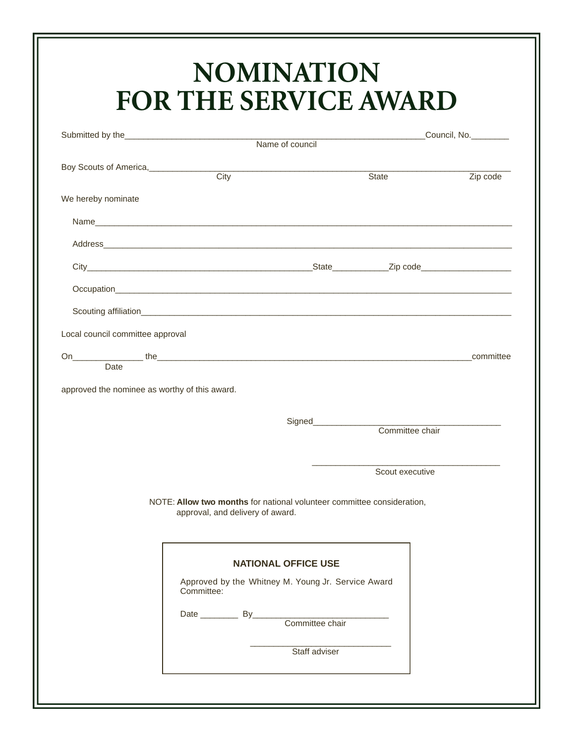# NOMINATION
# FOR THE SERVICE AWARD

Submitted by the_________________________________________________________________Council, No.________
Name of council

Boy Scouts of America,_____________________________________________________________________________
City State Zip code

We hereby nominate

Name______________________________________________________________________________________

Address____________________________________________________________________________________

City__________________________________________________State____________Zip code___________________

Occupation_________________________________________________________________________________

Scouting affiliation___________________________________________________________________________

Local council committee approval

On_______________ the____________________________________________________________________committee
Date

approved the nominee as worthy of this award.

Signed_________________________________________
Committee chair

_________________________________________
Scout executive

NOTE: **Allow two months** for national volunteer committee consideration, approval, and delivery of award.

---

**NATIONAL OFFICE USE**

Approved by the Whitney M. Young Jr. Service Award Committee:

Date ________ By______________________________
Committee chair

______________________________
Staff adviser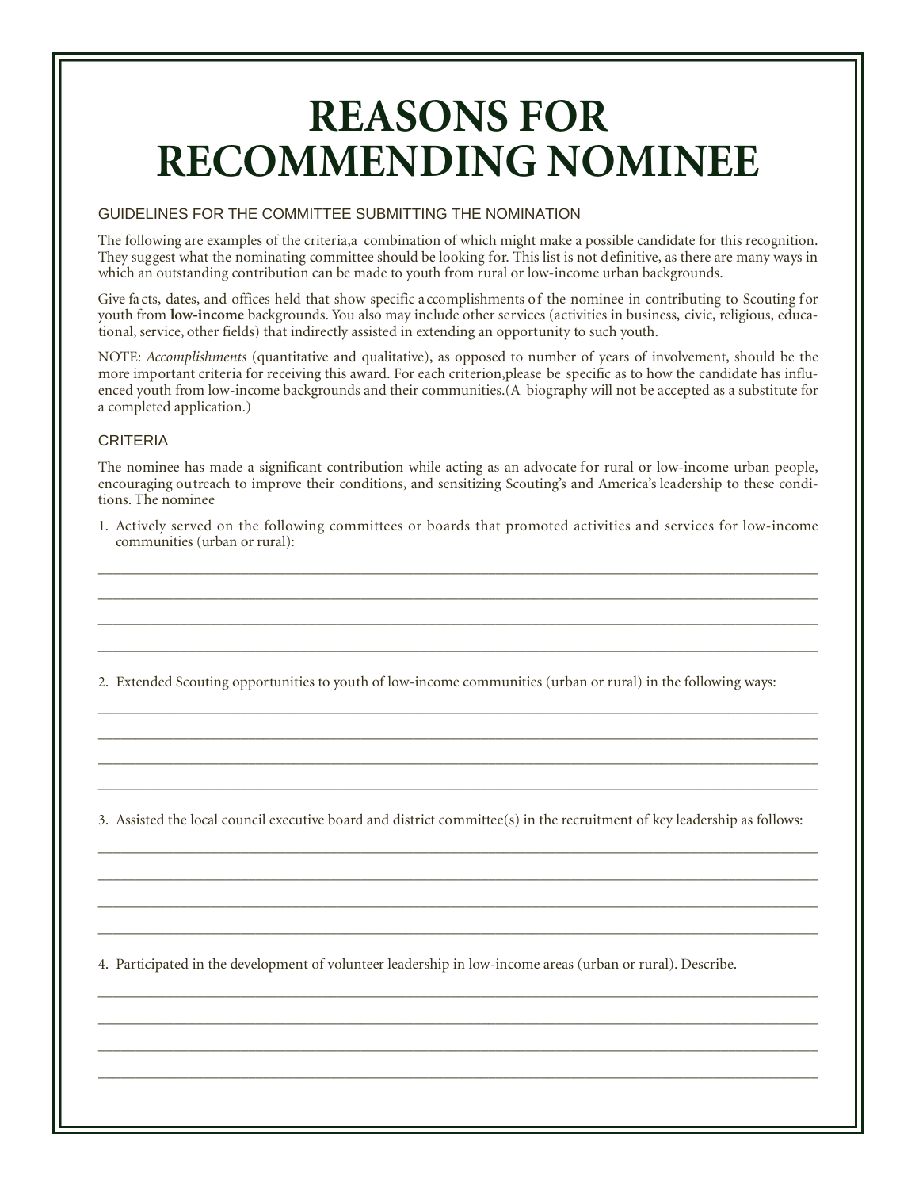# REASONS FOR RECOMMENDING NOMINEE

## GUIDELINES FOR THE COMMITTEE SUBMITTING THE NOMINATION

The following are examples of the criteria,a combination of which might make a possible candidate for this recognition. They suggest what the nominating committee should be looking for. This list is not definitive, as there are many ways in which an outstanding contribution can be made to youth from rural or low-income urban backgrounds.

Give facts, dates, and offices held that show specific accomplishments of the nominee in contributing to Scouting for youth from **low-income** backgrounds. You also may include other services (activities in business, civic, religious, educational, service, other fields) that indirectly assisted in extending an opportunity to such youth.

NOTE: *Accomplishments* (quantitative and qualitative), as opposed to number of years of involvement, should be the more important criteria for receiving this award. For each criterion,please be specific as to how the candidate has influenced youth from low-income backgrounds and their communities.(A biography will not be accepted as a substitute for a completed application.)

## CRITERIA

The nominee has made a significant contribution while acting as an advocate for rural or low-income urban people, encouraging outreach to improve their conditions, and sensitizing Scouting's and America's leadership to these conditions. The nominee

1. Actively served on the following committees or boards that promoted activities and services for low-income communities (urban or rural):

______________________________________________________________________

______________________________________________________________________

______________________________________________________________________

______________________________________________________________________

2. Extended Scouting opportunities to youth of low-income communities (urban or rural) in the following ways:

______________________________________________________________________

______________________________________________________________________

______________________________________________________________________

______________________________________________________________________

3. Assisted the local council executive board and district committee(s) in the recruitment of key leadership as follows:

______________________________________________________________________

______________________________________________________________________

______________________________________________________________________

______________________________________________________________________

4. Participated in the development of volunteer leadership in low-income areas (urban or rural). Describe.

______________________________________________________________________

______________________________________________________________________

______________________________________________________________________

______________________________________________________________________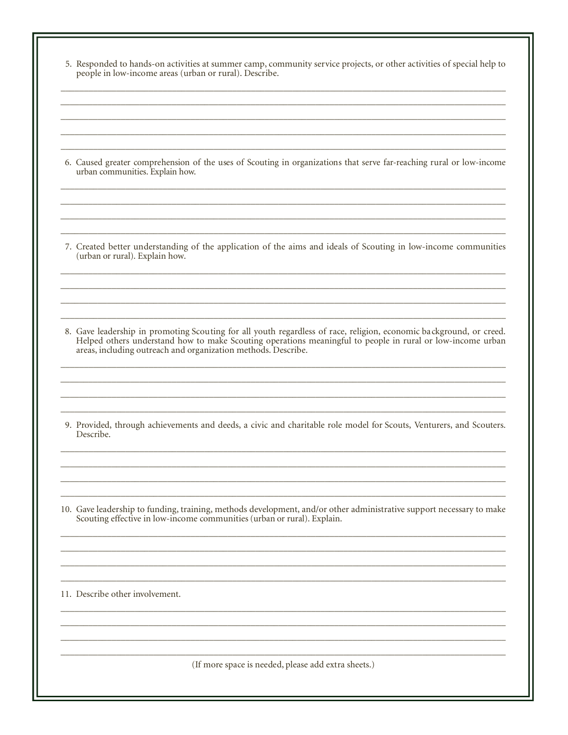5. Responded to hands-on activities at summer camp, community service projects, or other activities of special help to people in low-income areas (urban or rural). Describe.

_______________________________________________________________________________

_______________________________________________________________________________

_______________________________________________________________________________

_______________________________________________________________________________

_______________________________________________________________________________

6. Caused greater comprehension of the uses of Scouting in organizations that serve far-reaching rural or low-income urban communities. Explain how.

_______________________________________________________________________________

_______________________________________________________________________________

_______________________________________________________________________________

_______________________________________________________________________________

7. Created better understanding of the application of the aims and ideals of Scouting in low-income communities (urban or rural). Explain how.

_______________________________________________________________________________

_______________________________________________________________________________

_______________________________________________________________________________

_______________________________________________________________________________

8. Gave leadership in promoting Scouting for all youth regardless of race, religion, economic background, or creed. Helped others understand how to make Scouting operations meaningful to people in rural or low-income urban areas, including outreach and organization methods. Describe.

_______________________________________________________________________________

_______________________________________________________________________________

_______________________________________________________________________________

_______________________________________________________________________________

9. Provided, through achievements and deeds, a civic and charitable role model for Scouts, Venturers, and Scouters. Describe.

_______________________________________________________________________________

_______________________________________________________________________________

_______________________________________________________________________________

_______________________________________________________________________________

10. Gave leadership to funding, training, methods development, and/or other administrative support necessary to make Scouting effective in low-income communities (urban or rural). Explain.

_______________________________________________________________________________

_______________________________________________________________________________

_______________________________________________________________________________

_______________________________________________________________________________

11. Describe other involvement.

_______________________________________________________________________________

_______________________________________________________________________________

_______________________________________________________________________________

_______________________________________________________________________________

(If more space is needed, please add extra sheets.)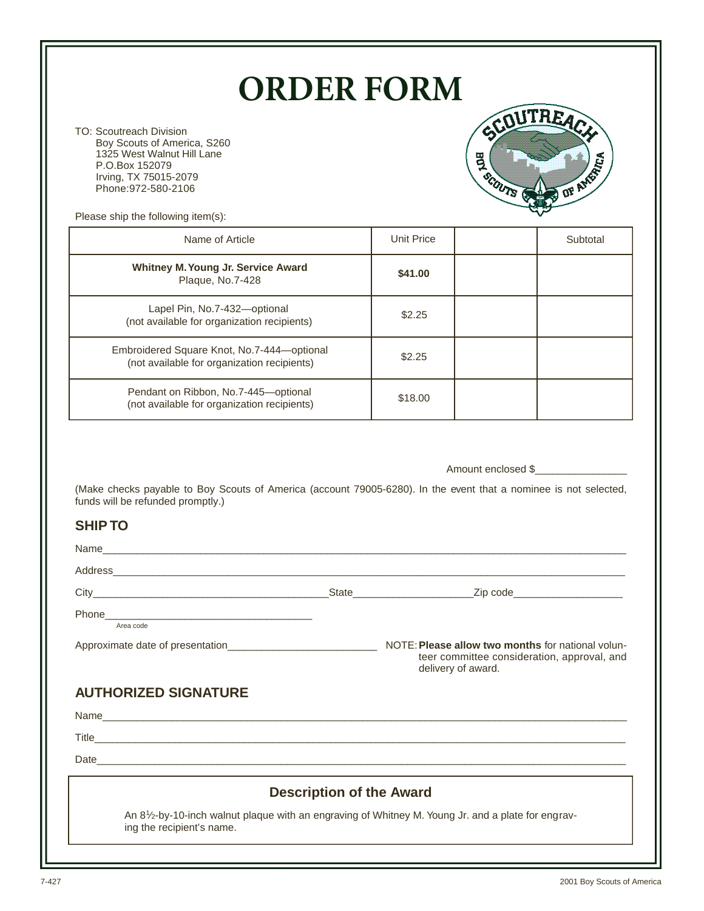# ORDER FORM

TO: Scoutreach Division
Boy Scouts of America, S260
1325 West Walnut Hill Lane
P.O.Box 152079
Irving, TX 75015-2079
Phone:972-580-2106

Please ship the following item(s):

| Name of Article | Unit Price | | Subtotal |
|---|---|---|---|
| **Whitney M. Young Jr. Service Award** Plaque, No.7-428 | **$41.00** | | |
| Lapel Pin, No.7-432—optional (not available for organization recipients) | $2.25 | | |
| Embroidered Square Knot, No.7-444—optional (not available for organization recipients) | $2.25 | | |
| Pendant on Ribbon, No.7-445—optional (not available for organization recipients) | $18.00 | | |

Amount enclosed $________________

(Make checks payable to Boy Scouts of America (account 79005-6280). In the event that a nominee is not selected, funds will be refunded promptly.)

## SHIP TO

Name_______________________________________________

Address_____________________________________________

City__________________________ State_______________ Zip code_______________

Phone_____________________
Area code

Approximate date of presentation_________________________

NOTE: **Please allow two months** for national volunteer committee consideration, approval, and delivery of award.

## AUTHORIZED SIGNATURE

Name_______________________________________________

Title________________________________________________

Date________________________________________________

### Description of the Award

An 8½-by-10-inch walnut plaque with an engraving of Whitney M. Young Jr. and a plate for engraving the recipient's name.

7-427

2001 Boy Scouts of America